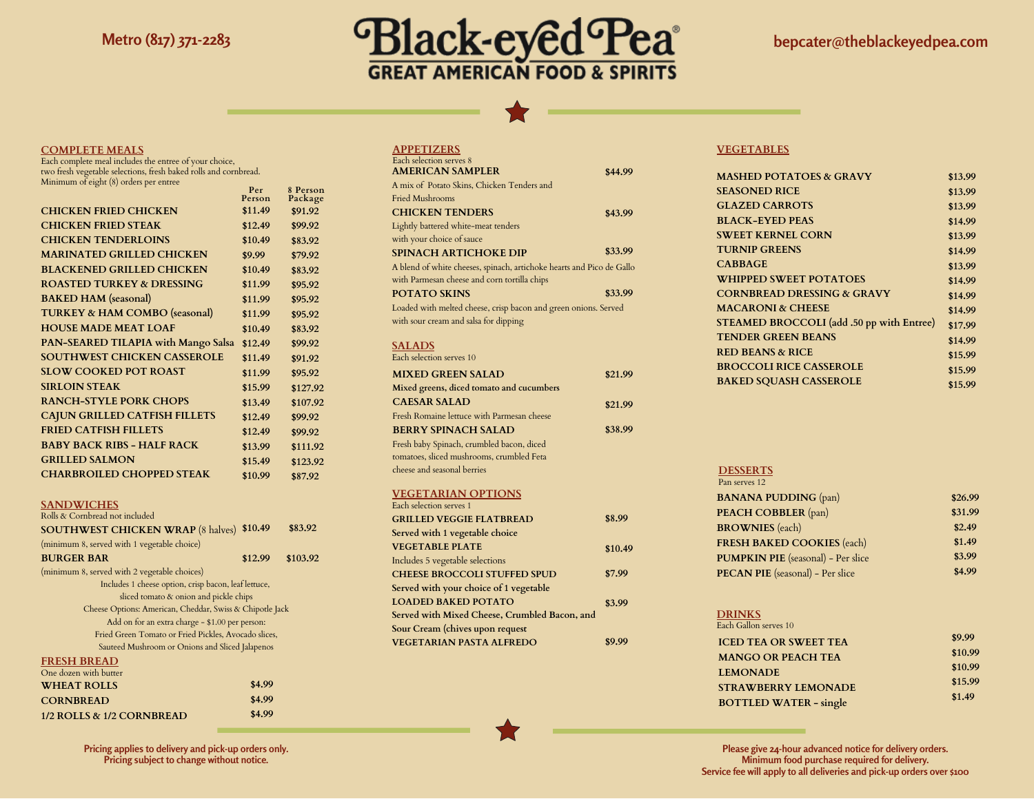Metro (817) 371-2283

# Black-eyed Pea®

GREAT AMERICAN FOOD & SPIRITS

bepcater@theblackeyedpea.com

## COMPLETE MEALS

Each complete meal includes the entree of your choice, two fresh vegetable selections, fresh baked rolls and cornbread. Minimum of eight (8) orders per entree

| | Per Person | 8 Person Package |
|---|---|---|
| **CHICKEN FRIED CHICKEN** | $11.49 | $91.92 |
| **CHICKEN FRIED STEAK** | $12.49 | $99.92 |
| **CHICKEN TENDERLOINS** | $10.49 | $83.92 |
| **MARINATED GRILLED CHICKEN** | $9.99 | $79.92 |
| **BLACKENED GRILLED CHICKEN** | $10.49 | $83.92 |
| **ROASTED TURKEY & DRESSING** | $11.99 | $95.92 |
| **BAKED HAM** (seasonal) | $11.99 | $95.92 |
| **TURKEY & HAM COMBO** (seasonal) | $11.99 | $95.92 |
| **HOUSE MADE MEAT LOAF** | $10.49 | $83.92 |
| **PAN-SEARED TILAPIA with Mango Salsa** | $12.49 | $99.92 |
| **SOUTHWEST CHICKEN CASSEROLE** | $11.49 | $91.92 |
| **SLOW COOKED POT ROAST** | $11.99 | $95.92 |
| **SIRLOIN STEAK** | $15.99 | $127.92 |
| **RANCH-STYLE PORK CHOPS** | $13.49 | $107.92 |
| **CAJUN GRILLED CATFISH FILLETS** | $12.49 | $99.92 |
| **FRIED CATFISH FILLETS** | $12.49 | $99.92 |
| **BABY BACK RIBS - HALF RACK** | $13.99 | $111.92 |
| **GRILLED SALMON** | $15.49 | $123.92 |
| **CHARBROILED CHOPPED STEAK** | $10.99 | $87.92 |

## SANDWICHES

Rolls & Cornbread not included

| | | |
|---|---|---|
| **SOUTHWEST CHICKEN WRAP** (8 halves) | $10.49 | $83.92 |
| **BURGER BAR** | $12.99 | $103.92 |

**SOUTHWEST CHICKEN WRAP:** (minimum 8, served with 1 vegetable choice)

**BURGER BAR:** (minimum 8, served with 2 vegetable choices)

Includes 1 cheese option, crisp bacon, leaf lettuce, sliced tomato & onion and pickle chips

Cheese Options: American, Cheddar, Swiss & Chipotle Jack

Add on for an extra charge - $1.00 per person: Fried Green Tomato or Fried Pickles, Avocado slices, Sauteed Mushroom or Onions and Sliced Jalapenos

## FRESH BREAD

One dozen with butter

| | |
|---|---|
| **WHEAT ROLLS** | $4.99 |
| **CORNBREAD** | $4.99 |
| **1/2 ROLLS & 1/2 CORNBREAD** | $4.99 |

## APPETIZERS

Each selection serves 8

**AMERICAN SAMPLER** $44.99
A mix of Potato Skins, Chicken Tenders and Fried Mushrooms

**CHICKEN TENDERS** $43.99
Lightly battered white-meat tenders with your choice of sauce

**SPINACH ARTICHOKE DIP** $33.99
A blend of white cheeses, spinach, artichoke hearts and Pico de Gallo with Parmesan cheese and corn tortilla chips

**POTATO SKINS** $33.99
Loaded with melted cheese, crisp bacon and green onions. Served with sour cream and salsa for dipping

## SALADS

Each selection serves 10

**MIXED GREEN SALAD** $21.99
**Mixed greens, diced tomato and cucumbers**

**CAESAR SALAD** $21.99
Fresh Romaine lettuce with Parmesan cheese

**BERRY SPINACH SALAD** $38.99
Fresh baby Spinach, crumbled bacon, diced tomatoes, sliced mushrooms, crumbled Feta cheese and seasonal berries

## VEGETARIAN OPTIONS

Each selection serves 1

**GRILLED VEGGIE FLATBREAD** $8.99
**Served with 1 vegetable choice**

**VEGETABLE PLATE** $10.49
Includes 5 vegetable selections

**CHEESE BROCCOLI STUFFED SPUD** $7.99
**Served with your choice of 1 vegetable**

**LOADED BAKED POTATO** $3.99
**Served with Mixed Cheese, Crumbled Bacon, and Sour Cream (chives upon request**

**VEGETARIAN PASTA ALFREDO** $9.99

## VEGETABLES

| | |
|---|---|
| **MASHED POTATOES & GRAVY** | $13.99 |
| **SEASONED RICE** | $13.99 |
| **GLAZED CARROTS** | $13.99 |
| **BLACK-EYED PEAS** | $14.99 |
| **SWEET KERNEL CORN** | $13.99 |
| **TURNIP GREENS** | $14.99 |
| **CABBAGE** | $13.99 |
| **WHIPPED SWEET POTATOES** | $14.99 |
| **CORNBREAD DRESSING & GRAVY** | $14.99 |
| **MACARONI & CHEESE** | $14.99 |
| **STEAMED BROCCOLI** (add .50 pp with Entree) | $17.99 |
| **TENDER GREEN BEANS** | $14.99 |
| **RED BEANS & RICE** | $15.99 |
| **BROCCOLI RICE CASSEROLE** | $15.99 |
| **BAKED SQUASH CASSEROLE** | $15.99 |

## DESSERTS

Pan serves 12

| | |
|---|---|
| **BANANA PUDDING** (pan) | $26.99 |
| **PEACH COBBLER** (pan) | $31.99 |
| **BROWNIES** (each) | $2.49 |
| **FRESH BAKED COOKIES** (each) | $1.49 |
| **PUMPKIN PIE** (seasonal) - Per slice | $3.99 |
| **PECAN PIE** (seasonal) - Per slice | $4.99 |

## DRINKS

Each Gallon serves 10

| | |
|---|---|
| **ICED TEA OR SWEET TEA** | $9.99 |
| **MANGO OR PEACH TEA** | $10.99 |
| **LEMONADE** | $10.99 |
| **STRAWBERRY LEMONADE** | $15.99 |
| **BOTTLED WATER - single** | $1.49 |

Pricing applies to delivery and pick-up orders only.
Pricing subject to change without notice.

Please give 24-hour advanced notice for delivery orders.
Minimum food purchase required for delivery.
Service fee will apply to all deliveries and pick-up orders over $100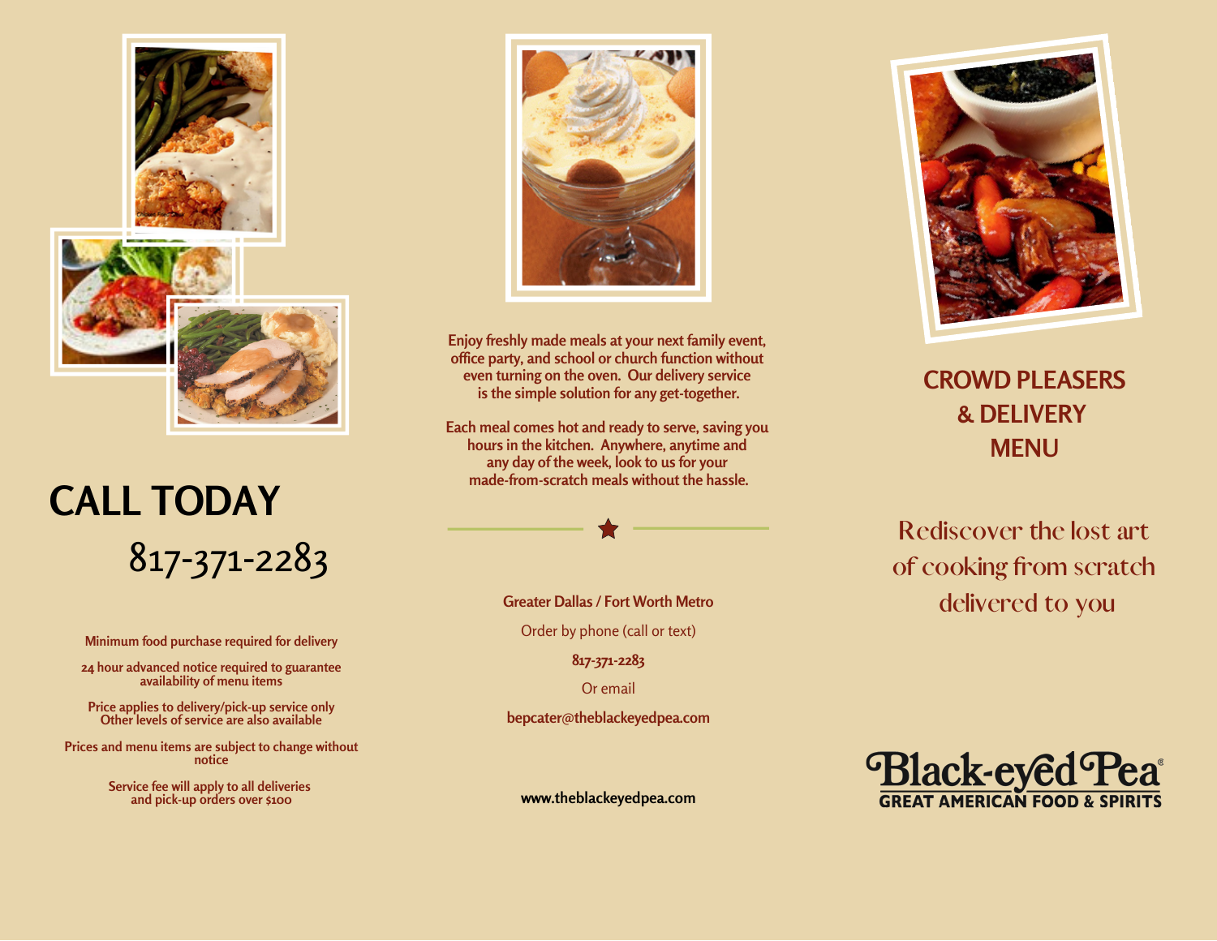# CALL TODAY

## 817-371-2283

**Minimum food purchase required for delivery**

**24 hour advanced notice required to guarantee availability of menu items**

**Price applies to delivery/pick-up service only**
**Other levels of service are also available**

**Prices and menu items are subject to change without notice**

**Service fee will apply to all deliveries and pick-up orders over $100**

**Enjoy freshly made meals at your next family event, office party, and school or church function without even turning on the oven. Our delivery service is the simple solution for any get-together.**

**Each meal comes hot and ready to serve, saving you hours in the kitchen. Anywhere, anytime and any day of the week, look to us for your made-from-scratch meals without the hassle.**

★

**Greater Dallas / Fort Worth Metro**

Order by phone (call or text)

**817-371-2283**

Or email

**bepcater@theblackeyedpea.com**

**www.theblackeyedpea.com**

# CROWD PLEASERS & DELIVERY MENU

Rediscover the lost art of cooking from scratch delivered to you

**Black-eyed Pea®**
**GREAT AMERICAN FOOD & SPIRITS**